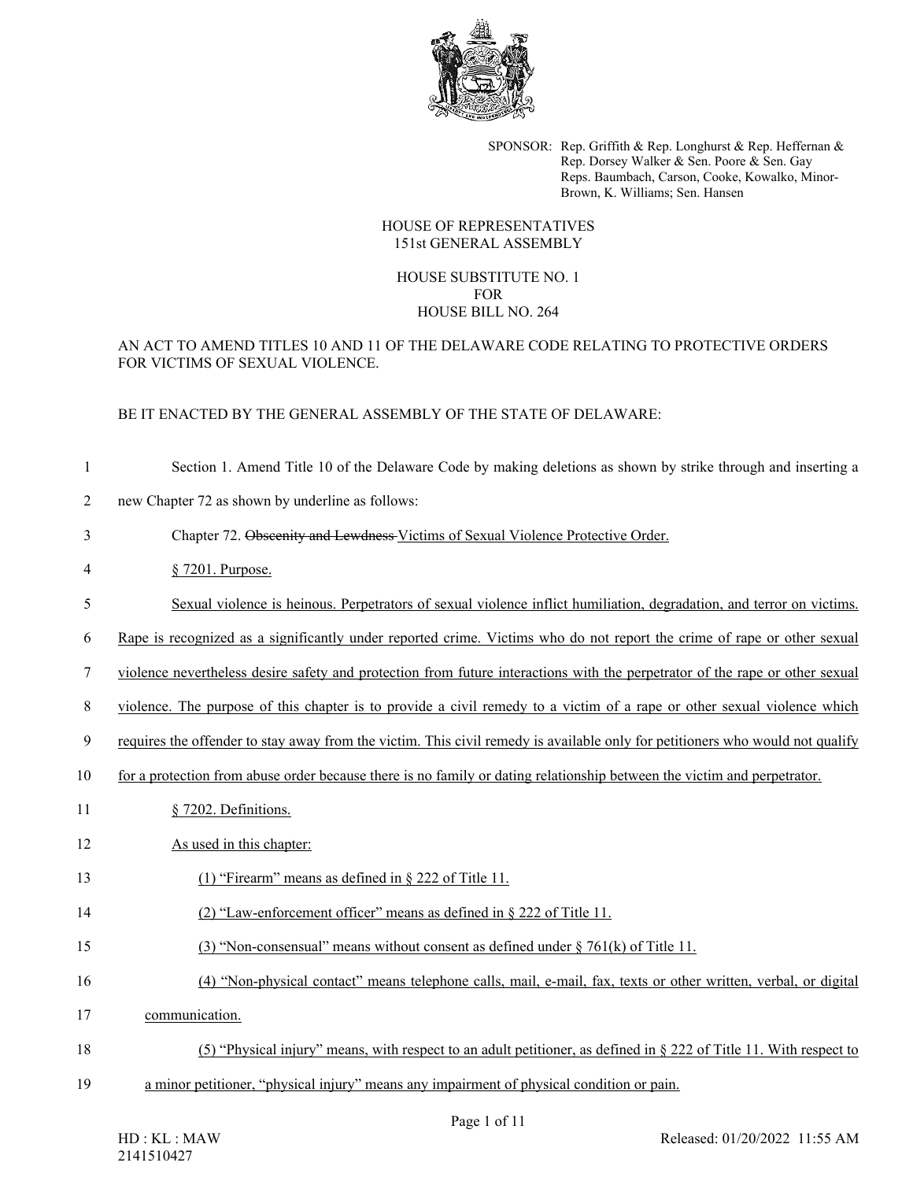SPONSOR: Rep. Griffith & Rep. Longhurst & Rep. Heffernan & Rep. Dorsey Walker & Sen. Poore & Sen. Gay
Reps. Baumbach, Carson, Cooke, Kowalko, Minor-Brown, K. Williams; Sen. Hansen

HOUSE OF REPRESENTATIVES
151st GENERAL ASSEMBLY

HOUSE SUBSTITUTE NO. 1
FOR
HOUSE BILL NO. 264

AN ACT TO AMEND TITLES 10 AND 11 OF THE DELAWARE CODE RELATING TO PROTECTIVE ORDERS FOR VICTIMS OF SEXUAL VIOLENCE.

BE IT ENACTED BY THE GENERAL ASSEMBLY OF THE STATE OF DELAWARE:

1 Section 1. Amend Title 10 of the Delaware Code by making deletions as shown by strike through and inserting a
2 new Chapter 72 as shown by underline as follows:

3 Chapter 72. ~~Obscenity and Lewdness~~ Victims of Sexual Violence Protective Order.

4 § 7201. Purpose.

5 Sexual violence is heinous. Perpetrators of sexual violence inflict humiliation, degradation, and terror on victims.
6 Rape is recognized as a significantly under reported crime. Victims who do not report the crime of rape or other sexual
7 violence nevertheless desire safety and protection from future interactions with the perpetrator of the rape or other sexual
8 violence. The purpose of this chapter is to provide a civil remedy to a victim of a rape or other sexual violence which
9 requires the offender to stay away from the victim. This civil remedy is available only for petitioners who would not qualify
10 for a protection from abuse order because there is no family or dating relationship between the victim and perpetrator.

11 § 7202. Definitions.

12 As used in this chapter:

13 (1) "Firearm" means as defined in § 222 of Title 11.

14 (2) "Law-enforcement officer" means as defined in § 222 of Title 11.

15 (3) "Non-consensual" means without consent as defined under § 761(k) of Title 11.

16 (4) "Non-physical contact" means telephone calls, mail, e-mail, fax, texts or other written, verbal, or digital
17 communication.

18 (5) "Physical injury" means, with respect to an adult petitioner, as defined in § 222 of Title 11. With respect to
19 a minor petitioner, "physical injury" means any impairment of physical condition or pain.

HD : KL : MAW
2141510427

Released: 01/20/2022 11:55 AM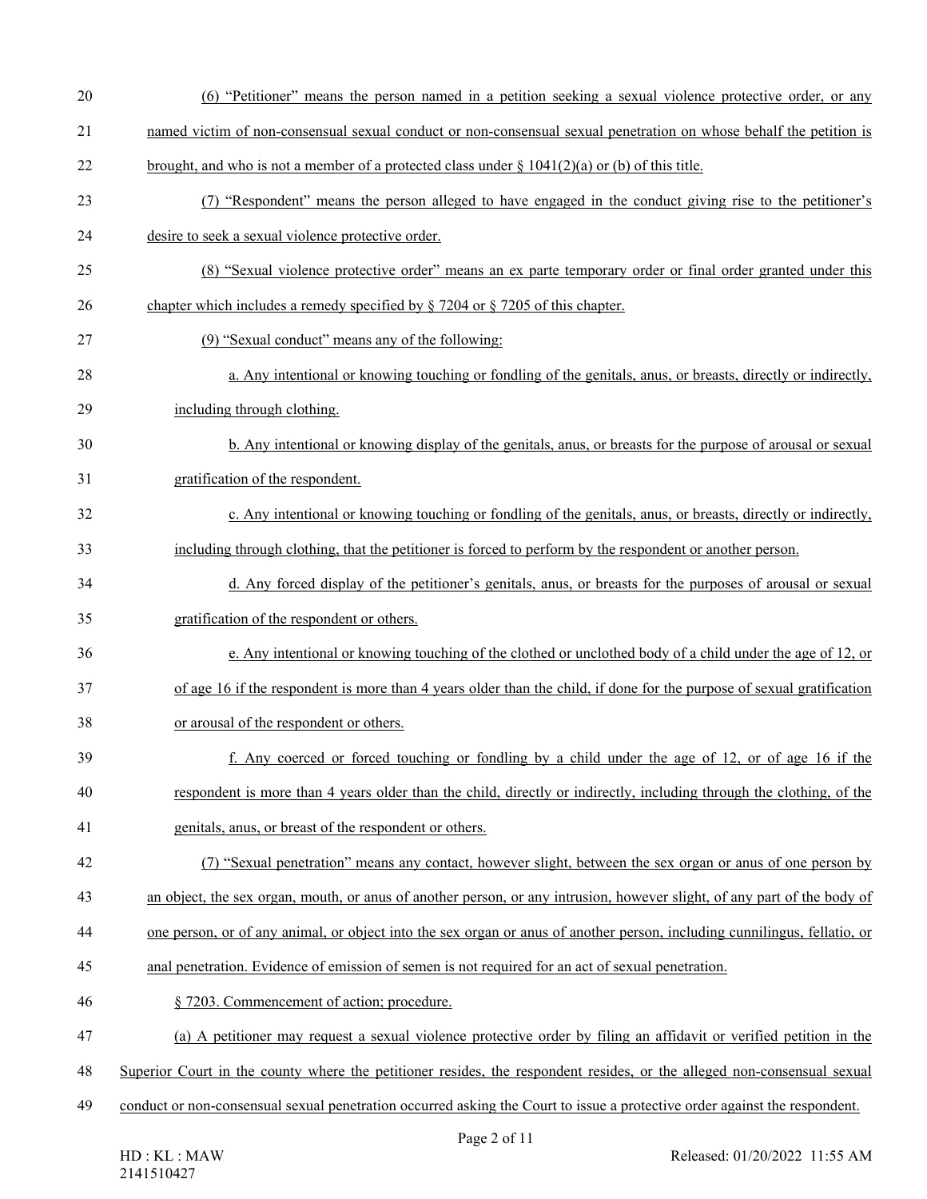(6) "Petitioner" means the person named in a petition seeking a sexual violence protective order, or any named victim of non-consensual sexual conduct or non-consensual sexual penetration on whose behalf the petition is brought, and who is not a member of a protected class under § 1041(2)(a) or (b) of this title.

(7) "Respondent" means the person alleged to have engaged in the conduct giving rise to the petitioner's desire to seek a sexual violence protective order.

(8) "Sexual violence protective order" means an ex parte temporary order or final order granted under this chapter which includes a remedy specified by § 7204 or § 7205 of this chapter.

(9) "Sexual conduct" means any of the following:

a. Any intentional or knowing touching or fondling of the genitals, anus, or breasts, directly or indirectly, including through clothing.

b. Any intentional or knowing display of the genitals, anus, or breasts for the purpose of arousal or sexual gratification of the respondent.

c. Any intentional or knowing touching or fondling of the genitals, anus, or breasts, directly or indirectly, including through clothing, that the petitioner is forced to perform by the respondent or another person.

d. Any forced display of the petitioner's genitals, anus, or breasts for the purposes of arousal or sexual gratification of the respondent or others.

e. Any intentional or knowing touching of the clothed or unclothed body of a child under the age of 12, or of age 16 if the respondent is more than 4 years older than the child, if done for the purpose of sexual gratification or arousal of the respondent or others.

f. Any coerced or forced touching or fondling by a child under the age of 12, or of age 16 if the respondent is more than 4 years older than the child, directly or indirectly, including through the clothing, of the genitals, anus, or breast of the respondent or others.

(7) "Sexual penetration" means any contact, however slight, between the sex organ or anus of one person by an object, the sex organ, mouth, or anus of another person, or any intrusion, however slight, of any part of the body of one person, or of any animal, or object into the sex organ or anus of another person, including cunnilingus, fellatio, or anal penetration. Evidence of emission of semen is not required for an act of sexual penetration.

§ 7203. Commencement of action; procedure.

(a) A petitioner may request a sexual violence protective order by filing an affidavit or verified petition in the Superior Court in the county where the petitioner resides, the respondent resides, or the alleged non-consensual sexual conduct or non-consensual sexual penetration occurred asking the Court to issue a protective order against the respondent.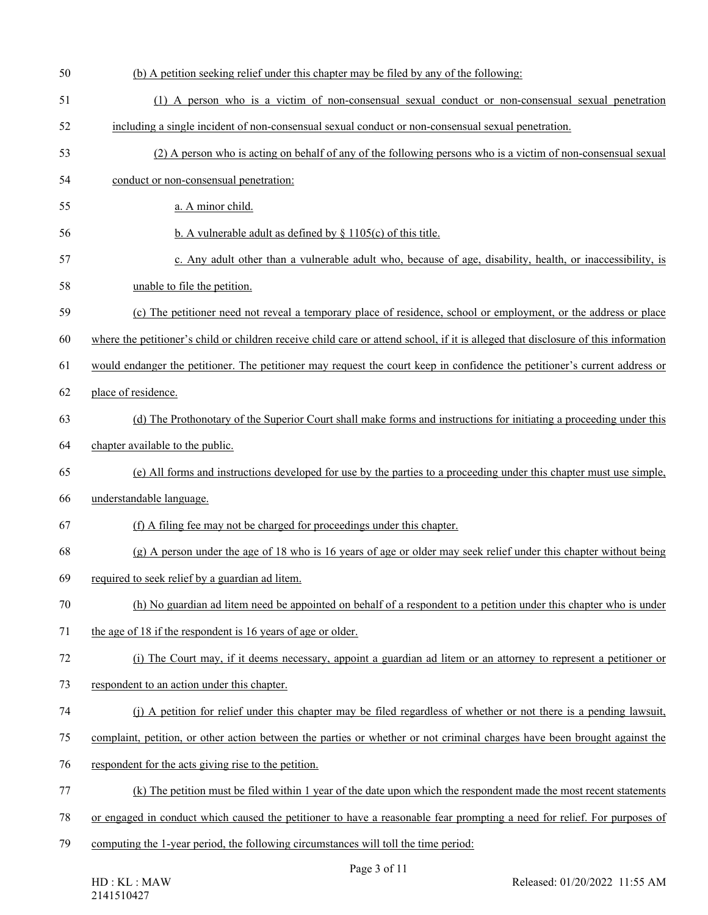(b) A petition seeking relief under this chapter may be filed by any of the following:

(1) A person who is a victim of non-consensual sexual conduct or non-consensual sexual penetration including a single incident of non-consensual sexual conduct or non-consensual sexual penetration.

(2) A person who is acting on behalf of any of the following persons who is a victim of non-consensual sexual conduct or non-consensual penetration:

a. A minor child.

b. A vulnerable adult as defined by § 1105(c) of this title.

c. Any adult other than a vulnerable adult who, because of age, disability, health, or inaccessibility, is unable to file the petition.

(c) The petitioner need not reveal a temporary place of residence, school or employment, or the address or place where the petitioner's child or children receive child care or attend school, if it is alleged that disclosure of this information would endanger the petitioner. The petitioner may request the court keep in confidence the petitioner's current address or place of residence.

(d) The Prothonotary of the Superior Court shall make forms and instructions for initiating a proceeding under this chapter available to the public.

(e) All forms and instructions developed for use by the parties to a proceeding under this chapter must use simple, understandable language.

(f) A filing fee may not be charged for proceedings under this chapter.

(g) A person under the age of 18 who is 16 years of age or older may seek relief under this chapter without being required to seek relief by a guardian ad litem.

(h) No guardian ad litem need be appointed on behalf of a respondent to a petition under this chapter who is under the age of 18 if the respondent is 16 years of age or older.

(i) The Court may, if it deems necessary, appoint a guardian ad litem or an attorney to represent a petitioner or respondent to an action under this chapter.

(j) A petition for relief under this chapter may be filed regardless of whether or not there is a pending lawsuit, complaint, petition, or other action between the parties or whether or not criminal charges have been brought against the respondent for the acts giving rise to the petition.

(k) The petition must be filed within 1 year of the date upon which the respondent made the most recent statements or engaged in conduct which caused the petitioner to have a reasonable fear prompting a need for relief. For purposes of computing the 1-year period, the following circumstances will toll the time period: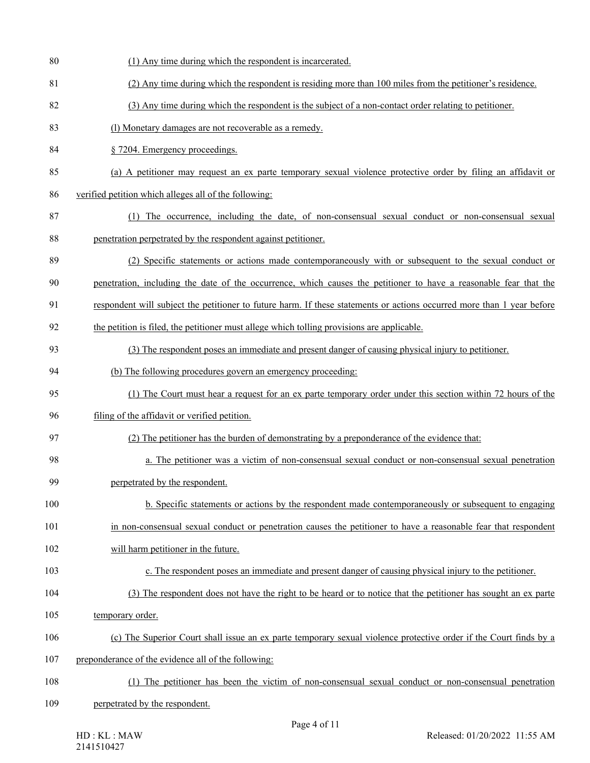(1) Any time during which the respondent is incarcerated.

(2) Any time during which the respondent is residing more than 100 miles from the petitioner's residence.

(3) Any time during which the respondent is the subject of a non-contact order relating to petitioner.

(l) Monetary damages are not recoverable as a remedy.

§ 7204. Emergency proceedings.

(a) A petitioner may request an ex parte temporary sexual violence protective order by filing an affidavit or verified petition which alleges all of the following:

(1) The occurrence, including the date, of non-consensual sexual conduct or non-consensual sexual penetration perpetrated by the respondent against petitioner.

(2) Specific statements or actions made contemporaneously with or subsequent to the sexual conduct or penetration, including the date of the occurrence, which causes the petitioner to have a reasonable fear that the respondent will subject the petitioner to future harm. If these statements or actions occurred more than 1 year before the petition is filed, the petitioner must allege which tolling provisions are applicable.

(3) The respondent poses an immediate and present danger of causing physical injury to petitioner.

(b) The following procedures govern an emergency proceeding:

(1) The Court must hear a request for an ex parte temporary order under this section within 72 hours of the filing of the affidavit or verified petition.

(2) The petitioner has the burden of demonstrating by a preponderance of the evidence that:

a. The petitioner was a victim of non-consensual sexual conduct or non-consensual sexual penetration perpetrated by the respondent.

b. Specific statements or actions by the respondent made contemporaneously or subsequent to engaging in non-consensual sexual conduct or penetration causes the petitioner to have a reasonable fear that respondent will harm petitioner in the future.

c. The respondent poses an immediate and present danger of causing physical injury to the petitioner.

(3) The respondent does not have the right to be heard or to notice that the petitioner has sought an ex parte temporary order.

(c) The Superior Court shall issue an ex parte temporary sexual violence protective order if the Court finds by a preponderance of the evidence all of the following:

(1) The petitioner has been the victim of non-consensual sexual conduct or non-consensual penetration perpetrated by the respondent.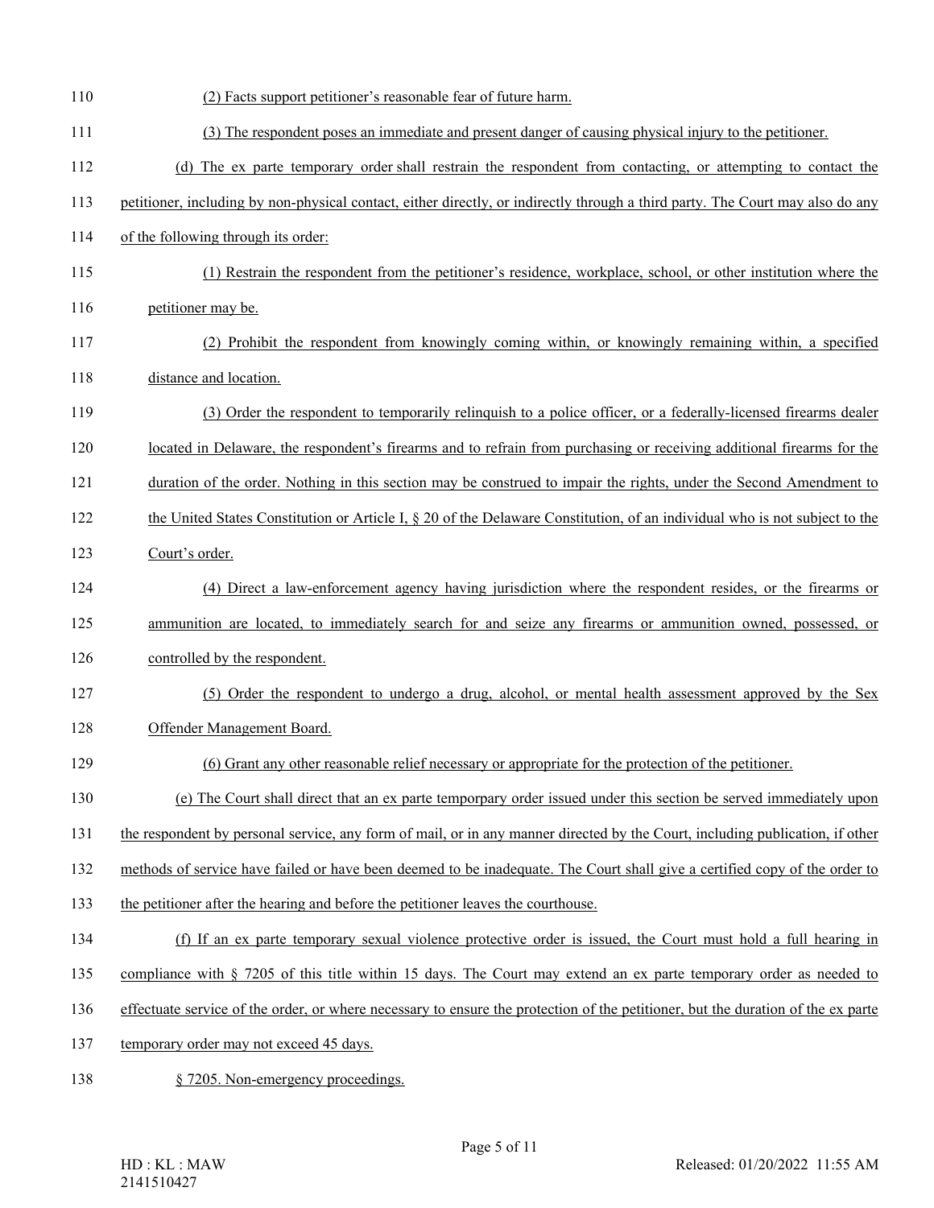(2) Facts support petitioner's reasonable fear of future harm.

(3) The respondent poses an immediate and present danger of causing physical injury to the petitioner.

(d) The ex parte temporary order shall restrain the respondent from contacting, or attempting to contact the petitioner, including by non-physical contact, either directly, or indirectly through a third party. The Court may also do any of the following through its order:

(1) Restrain the respondent from the petitioner's residence, workplace, school, or other institution where the petitioner may be.

(2) Prohibit the respondent from knowingly coming within, or knowingly remaining within, a specified distance and location.

(3) Order the respondent to temporarily relinquish to a police officer, or a federally-licensed firearms dealer located in Delaware, the respondent's firearms and to refrain from purchasing or receiving additional firearms for the duration of the order. Nothing in this section may be construed to impair the rights, under the Second Amendment to the United States Constitution or Article I, § 20 of the Delaware Constitution, of an individual who is not subject to the Court's order.

(4) Direct a law-enforcement agency having jurisdiction where the respondent resides, or the firearms or ammunition are located, to immediately search for and seize any firearms or ammunition owned, possessed, or controlled by the respondent.

(5) Order the respondent to undergo a drug, alcohol, or mental health assessment approved by the Sex Offender Management Board.

(6) Grant any other reasonable relief necessary or appropriate for the protection of the petitioner.

(e) The Court shall direct that an ex parte temporpary order issued under this section be served immediately upon the respondent by personal service, any form of mail, or in any manner directed by the Court, including publication, if other methods of service have failed or have been deemed to be inadequate. The Court shall give a certified copy of the order to the petitioner after the hearing and before the petitioner leaves the courthouse.

(f) If an ex parte temporary sexual violence protective order is issued, the Court must hold a full hearing in compliance with § 7205 of this title within 15 days. The Court may extend an ex parte temporary order as needed to effectuate service of the order, or where necessary to ensure the protection of the petitioner, but the duration of the ex parte temporary order may not exceed 45 days.

§ 7205. Non-emergency proceedings.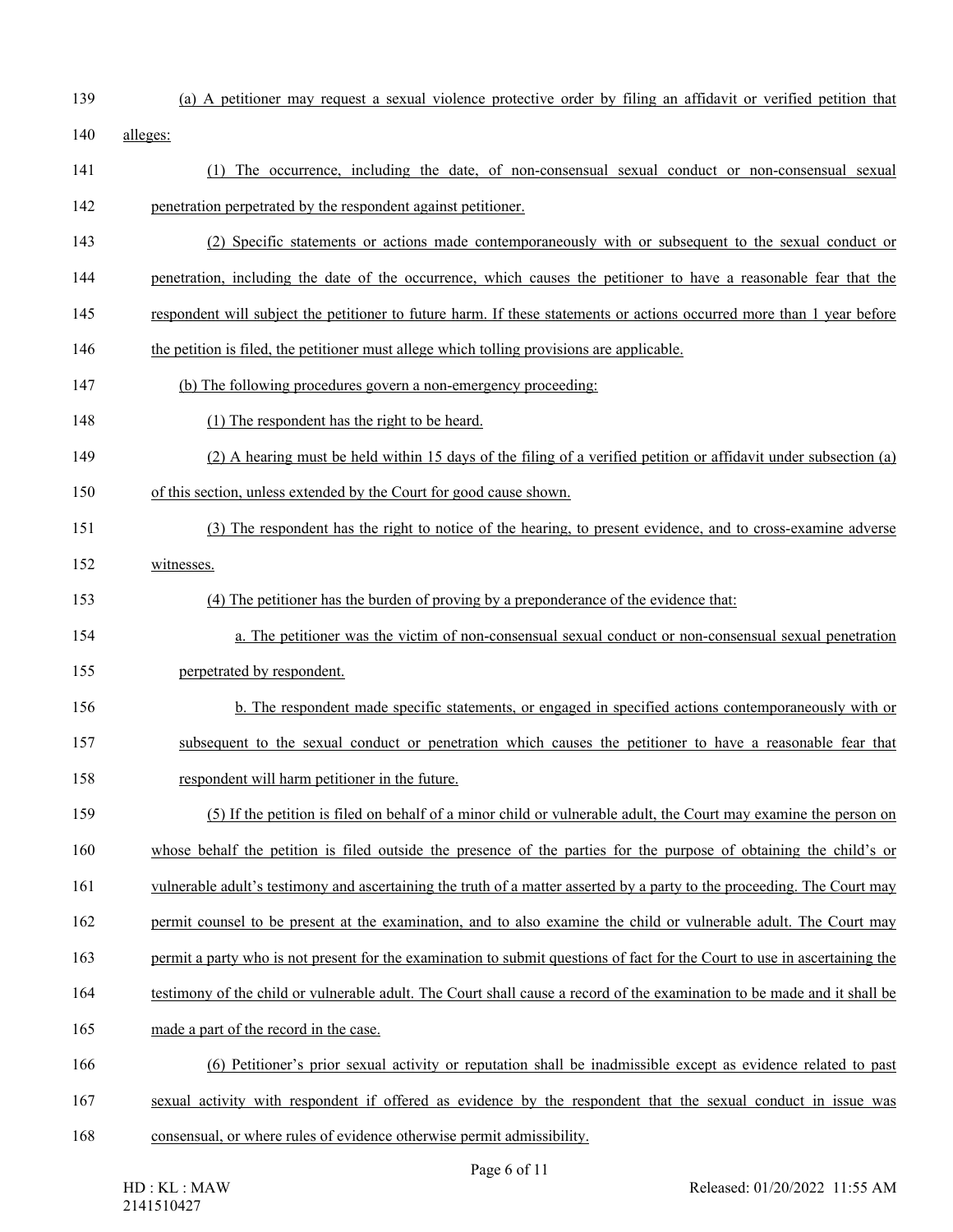(a) A petitioner may request a sexual violence protective order by filing an affidavit or verified petition that alleges:

(1) The occurrence, including the date, of non-consensual sexual conduct or non-consensual sexual penetration perpetrated by the respondent against petitioner.

(2) Specific statements or actions made contemporaneously with or subsequent to the sexual conduct or penetration, including the date of the occurrence, which causes the petitioner to have a reasonable fear that the respondent will subject the petitioner to future harm. If these statements or actions occurred more than 1 year before the petition is filed, the petitioner must allege which tolling provisions are applicable.

(b) The following procedures govern a non-emergency proceeding:

(1) The respondent has the right to be heard.

(2) A hearing must be held within 15 days of the filing of a verified petition or affidavit under subsection (a) of this section, unless extended by the Court for good cause shown.

(3) The respondent has the right to notice of the hearing, to present evidence, and to cross-examine adverse witnesses.

(4) The petitioner has the burden of proving by a preponderance of the evidence that:

a. The petitioner was the victim of non-consensual sexual conduct or non-consensual sexual penetration perpetrated by respondent.

b. The respondent made specific statements, or engaged in specified actions contemporaneously with or subsequent to the sexual conduct or penetration which causes the petitioner to have a reasonable fear that respondent will harm petitioner in the future.

(5) If the petition is filed on behalf of a minor child or vulnerable adult, the Court may examine the person on whose behalf the petition is filed outside the presence of the parties for the purpose of obtaining the child's or vulnerable adult's testimony and ascertaining the truth of a matter asserted by a party to the proceeding. The Court may permit counsel to be present at the examination, and to also examine the child or vulnerable adult. The Court may permit a party who is not present for the examination to submit questions of fact for the Court to use in ascertaining the testimony of the child or vulnerable adult. The Court shall cause a record of the examination to be made and it shall be made a part of the record in the case.

(6) Petitioner's prior sexual activity or reputation shall be inadmissible except as evidence related to past sexual activity with respondent if offered as evidence by the respondent that the sexual conduct in issue was consensual, or where rules of evidence otherwise permit admissibility.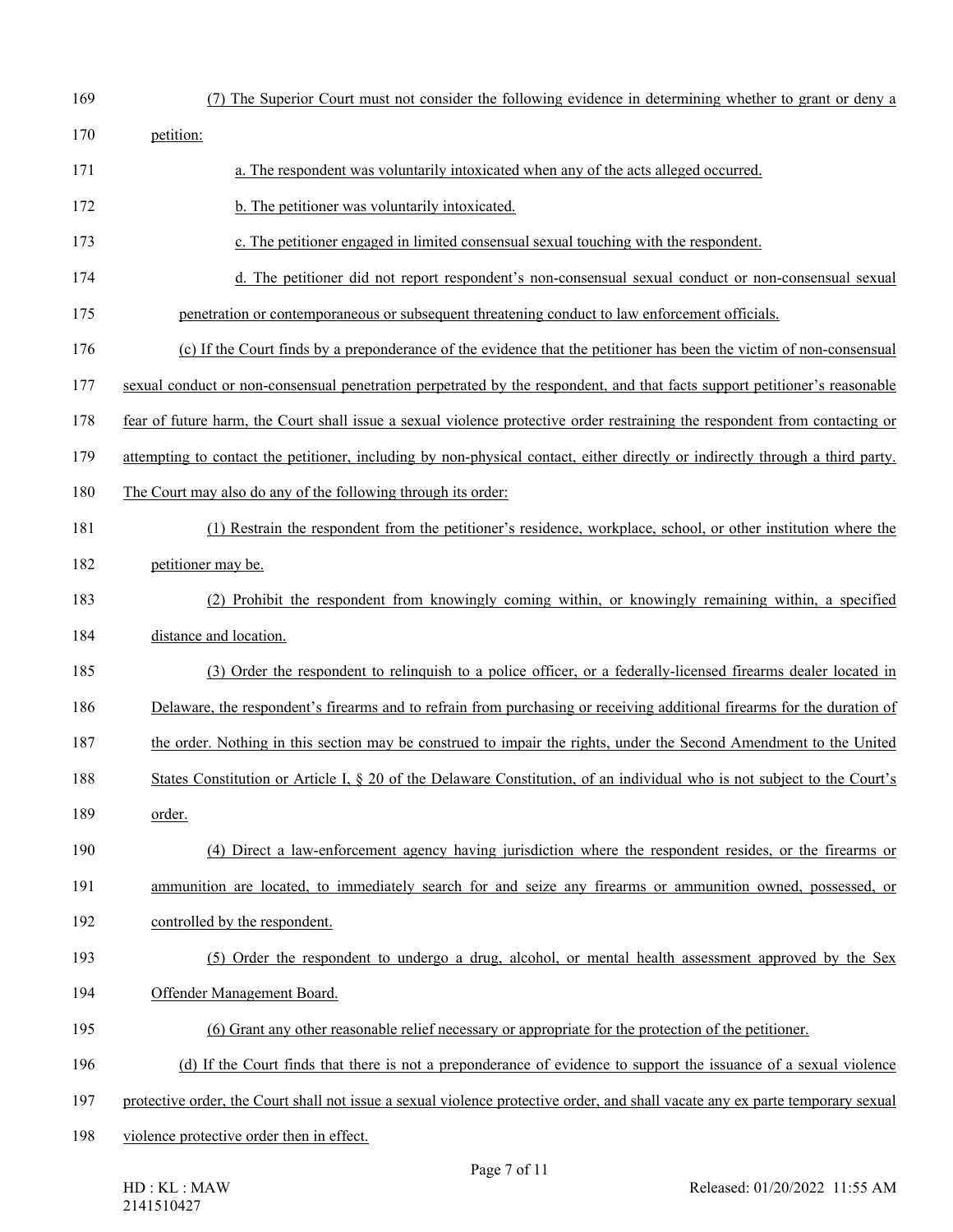(7) The Superior Court must not consider the following evidence in determining whether to grant or deny a petition:

a. The respondent was voluntarily intoxicated when any of the acts alleged occurred.

b. The petitioner was voluntarily intoxicated.

c. The petitioner engaged in limited consensual sexual touching with the respondent.

d. The petitioner did not report respondent's non-consensual sexual conduct or non-consensual sexual penetration or contemporaneous or subsequent threatening conduct to law enforcement officials.

(c) If the Court finds by a preponderance of the evidence that the petitioner has been the victim of non-consensual sexual conduct or non-consensual penetration perpetrated by the respondent, and that facts support petitioner's reasonable fear of future harm, the Court shall issue a sexual violence protective order restraining the respondent from contacting or attempting to contact the petitioner, including by non-physical contact, either directly or indirectly through a third party. The Court may also do any of the following through its order:

(1) Restrain the respondent from the petitioner's residence, workplace, school, or other institution where the petitioner may be.

(2) Prohibit the respondent from knowingly coming within, or knowingly remaining within, a specified distance and location.

(3) Order the respondent to relinquish to a police officer, or a federally-licensed firearms dealer located in Delaware, the respondent's firearms and to refrain from purchasing or receiving additional firearms for the duration of the order. Nothing in this section may be construed to impair the rights, under the Second Amendment to the United States Constitution or Article I, § 20 of the Delaware Constitution, of an individual who is not subject to the Court's order.

(4) Direct a law-enforcement agency having jurisdiction where the respondent resides, or the firearms or ammunition are located, to immediately search for and seize any firearms or ammunition owned, possessed, or controlled by the respondent.

(5) Order the respondent to undergo a drug, alcohol, or mental health assessment approved by the Sex Offender Management Board.

(6) Grant any other reasonable relief necessary or appropriate for the protection of the petitioner.

(d) If the Court finds that there is not a preponderance of evidence to support the issuance of a sexual violence protective order, the Court shall not issue a sexual violence protective order, and shall vacate any ex parte temporary sexual violence protective order then in effect.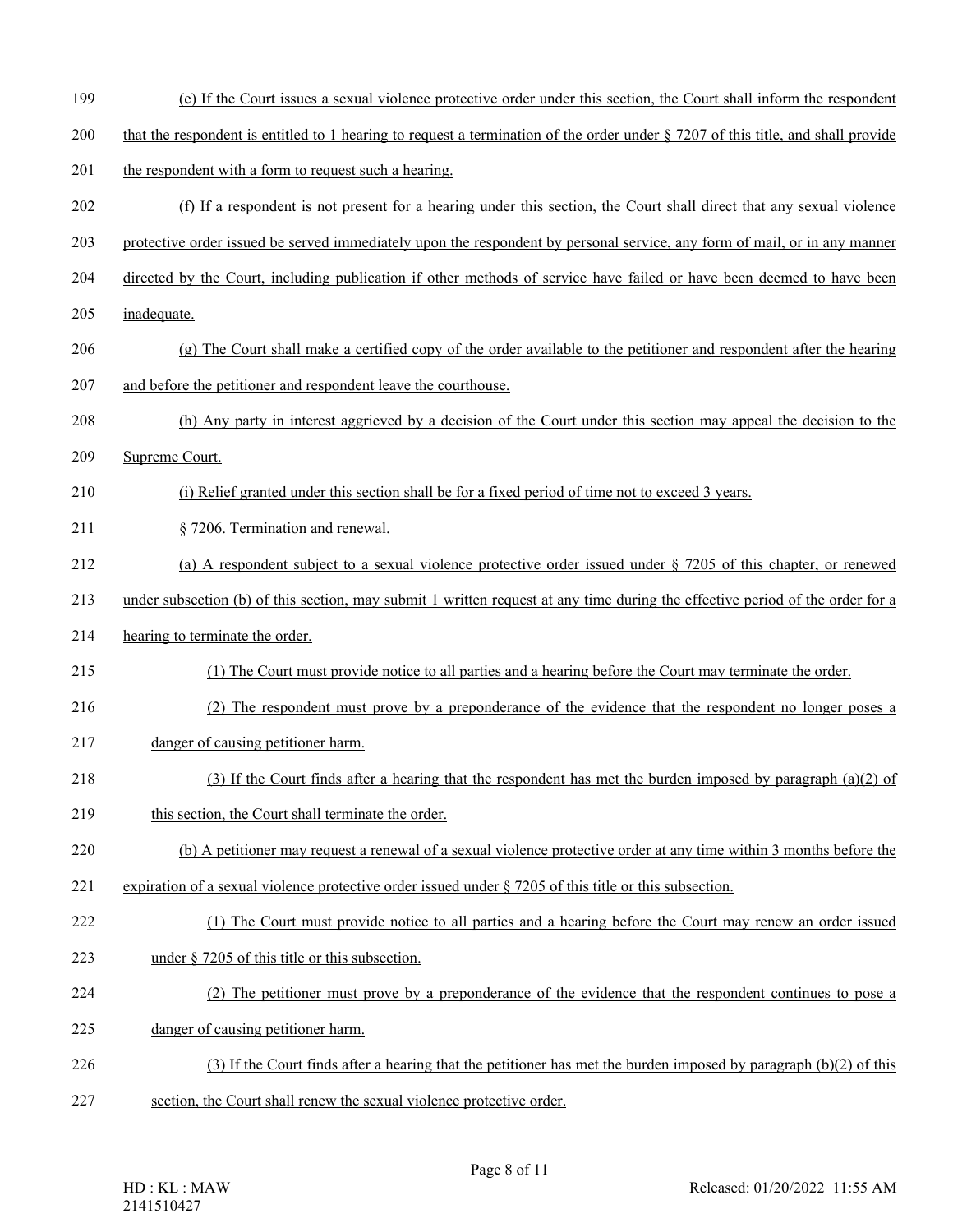(e) If the Court issues a sexual violence protective order under this section, the Court shall inform the respondent that the respondent is entitled to 1 hearing to request a termination of the order under § 7207 of this title, and shall provide the respondent with a form to request such a hearing.

(f) If a respondent is not present for a hearing under this section, the Court shall direct that any sexual violence protective order issued be served immediately upon the respondent by personal service, any form of mail, or in any manner directed by the Court, including publication if other methods of service have failed or have been deemed to have been inadequate.

(g) The Court shall make a certified copy of the order available to the petitioner and respondent after the hearing and before the petitioner and respondent leave the courthouse.

(h) Any party in interest aggrieved by a decision of the Court under this section may appeal the decision to the Supreme Court.

(i) Relief granted under this section shall be for a fixed period of time not to exceed 3 years.

§ 7206. Termination and renewal.

(a) A respondent subject to a sexual violence protective order issued under § 7205 of this chapter, or renewed under subsection (b) of this section, may submit 1 written request at any time during the effective period of the order for a hearing to terminate the order.

(1) The Court must provide notice to all parties and a hearing before the Court may terminate the order.

(2) The respondent must prove by a preponderance of the evidence that the respondent no longer poses a danger of causing petitioner harm.

(3) If the Court finds after a hearing that the respondent has met the burden imposed by paragraph (a)(2) of this section, the Court shall terminate the order.

(b) A petitioner may request a renewal of a sexual violence protective order at any time within 3 months before the expiration of a sexual violence protective order issued under § 7205 of this title or this subsection.

(1) The Court must provide notice to all parties and a hearing before the Court may renew an order issued under § 7205 of this title or this subsection.

(2) The petitioner must prove by a preponderance of the evidence that the respondent continues to pose a danger of causing petitioner harm.

(3) If the Court finds after a hearing that the petitioner has met the burden imposed by paragraph (b)(2) of this section, the Court shall renew the sexual violence protective order.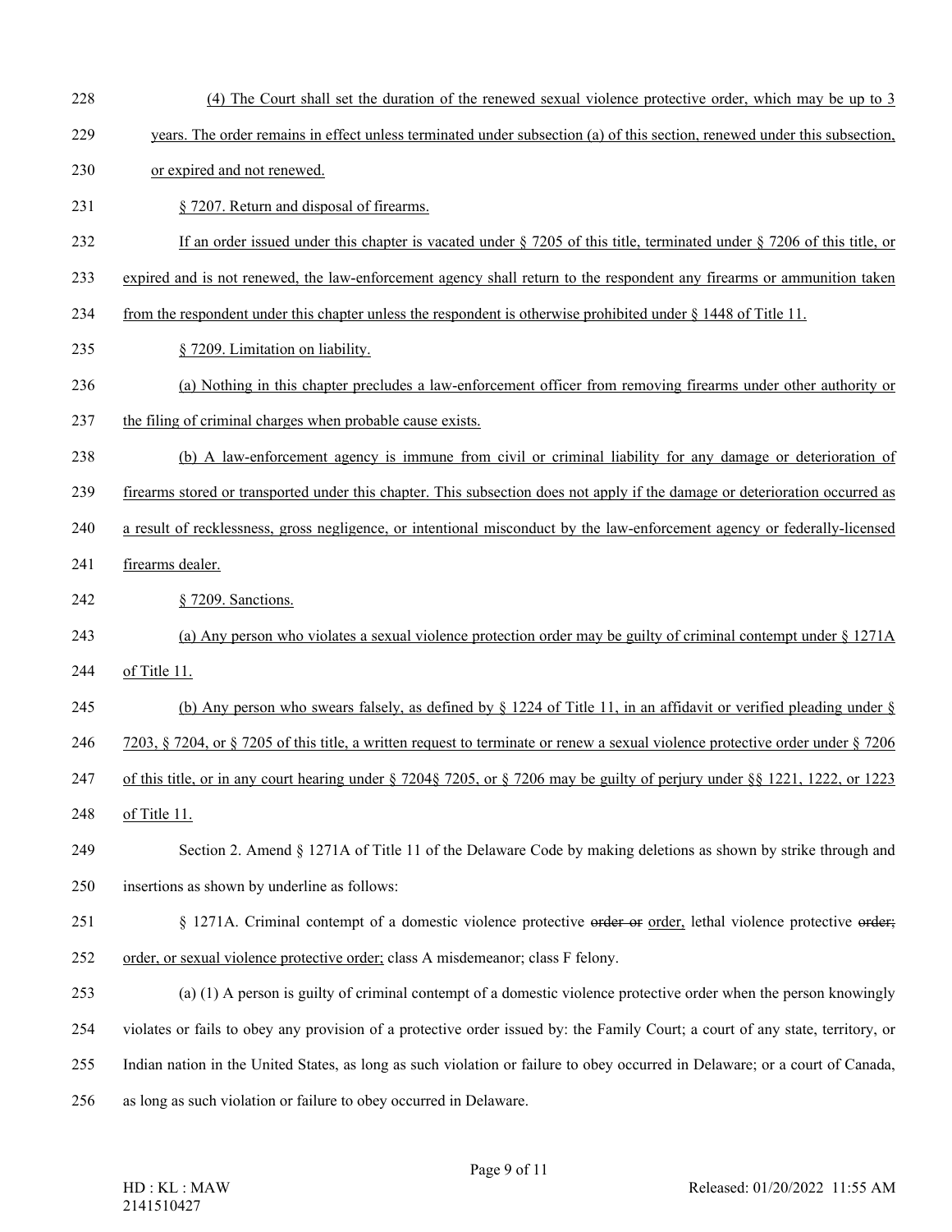(4) The Court shall set the duration of the renewed sexual violence protective order, which may be up to 3 years. The order remains in effect unless terminated under subsection (a) of this section, renewed under this subsection, or expired and not renewed.

§ 7207. Return and disposal of firearms.

If an order issued under this chapter is vacated under § 7205 of this title, terminated under § 7206 of this title, or expired and is not renewed, the law-enforcement agency shall return to the respondent any firearms or ammunition taken from the respondent under this chapter unless the respondent is otherwise prohibited under § 1448 of Title 11.

§ 7209. Limitation on liability.

(a) Nothing in this chapter precludes a law-enforcement officer from removing firearms under other authority or the filing of criminal charges when probable cause exists.

(b) A law-enforcement agency is immune from civil or criminal liability for any damage or deterioration of firearms stored or transported under this chapter. This subsection does not apply if the damage or deterioration occurred as a result of recklessness, gross negligence, or intentional misconduct by the law-enforcement agency or federally-licensed firearms dealer.

§ 7209. Sanctions.

(a) Any person who violates a sexual violence protection order may be guilty of criminal contempt under § 1271A of Title 11.

(b) Any person who swears falsely, as defined by § 1224 of Title 11, in an affidavit or verified pleading under § 7203, § 7204, or § 7205 of this title, a written request to terminate or renew a sexual violence protective order under § 7206 of this title, or in any court hearing under § 7204§ 7205, or § 7206 may be guilty of perjury under §§ 1221, 1222, or 1223 of Title 11.

Section 2. Amend § 1271A of Title 11 of the Delaware Code by making deletions as shown by strike through and insertions as shown by underline as follows:

§ 1271A. Criminal contempt of a domestic violence protective ~~order or~~ order, lethal violence protective ~~order;~~ order, or sexual violence protective order; class A misdemeanor; class F felony.

(a) (1) A person is guilty of criminal contempt of a domestic violence protective order when the person knowingly violates or fails to obey any provision of a protective order issued by: the Family Court; a court of any state, territory, or Indian nation in the United States, as long as such violation or failure to obey occurred in Delaware; or a court of Canada, as long as such violation or failure to obey occurred in Delaware.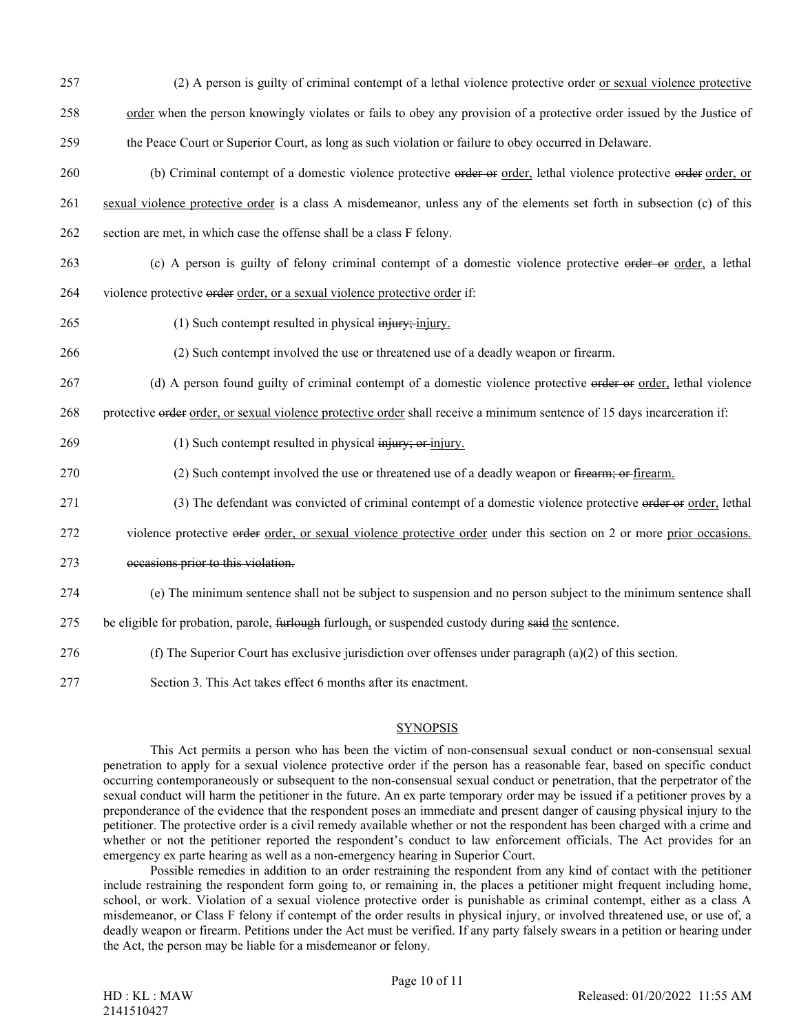257 (2) A person is guilty of criminal contempt of a lethal violence protective order <u>or sexual violence protective</u>

258 <u>order</u> when the person knowingly violates or fails to obey any provision of a protective order issued by the Justice of

259 the Peace Court or Superior Court, as long as such violation or failure to obey occurred in Delaware.

260 (b) Criminal contempt of a domestic violence protective ~~order or~~ <u>order,</u> lethal violence protective ~~order~~ <u>order, or</u>

261 <u>sexual violence protective order</u> is a class A misdemeanor, unless any of the elements set forth in subsection (c) of this

262 section are met, in which case the offense shall be a class F felony.

263 (c) A person is guilty of felony criminal contempt of a domestic violence protective ~~order or~~ <u>order,</u> a lethal

264 violence protective ~~order~~ <u>order, or a sexual violence protective order</u> if:

265 (1) Such contempt resulted in physical ~~injury;~~ <u>injury.</u>

266 (2) Such contempt involved the use or threatened use of a deadly weapon or firearm.

267 (d) A person found guilty of criminal contempt of a domestic violence protective ~~order or~~ <u>order,</u> lethal violence

268 protective ~~order~~ <u>order, or sexual violence protective order</u> shall receive a minimum sentence of 15 days incarceration if:

269 (1) Such contempt resulted in physical ~~injury; or~~ <u>injury.</u>

270 (2) Such contempt involved the use or threatened use of a deadly weapon or ~~firearm; or~~ <u>firearm.</u>

271 (3) The defendant was convicted of criminal contempt of a domestic violence protective ~~order or~~ <u>order,</u> lethal

272 violence protective ~~order~~ <u>order, or sexual violence protective order</u> under this section on 2 or more <u>prior occasions.</u>

273 ~~occasions prior to this violation.~~

274 (e) The minimum sentence shall not be subject to suspension and no person subject to the minimum sentence shall

275 be eligible for probation, parole, ~~furlough~~ furlough<u>,</u> or suspended custody during ~~said~~ <u>the</u> sentence.

276 (f) The Superior Court has exclusive jurisdiction over offenses under paragraph (a)(2) of this section.

277 Section 3. This Act takes effect 6 months after its enactment.

## SYNOPSIS

This Act permits a person who has been the victim of non-consensual sexual conduct or non-consensual sexual penetration to apply for a sexual violence protective order if the person has a reasonable fear, based on specific conduct occurring contemporaneously or subsequent to the non-consensual sexual conduct or penetration, that the perpetrator of the sexual conduct will harm the petitioner in the future. An ex parte temporary order may be issued if a petitioner proves by a preponderance of the evidence that the respondent poses an immediate and present danger of causing physical injury to the petitioner. The protective order is a civil remedy available whether or not the respondent has been charged with a crime and whether or not the petitioner reported the respondent's conduct to law enforcement officials. The Act provides for an emergency ex parte hearing as well as a non-emergency hearing in Superior Court.

Possible remedies in addition to an order restraining the respondent from any kind of contact with the petitioner include restraining the respondent form going to, or remaining in, the places a petitioner might frequent including home, school, or work. Violation of a sexual violence protective order is punishable as criminal contempt, either as a class A misdemeanor, or Class F felony if contempt of the order results in physical injury, or involved threatened use, or use of, a deadly weapon or firearm. Petitions under the Act must be verified. If any party falsely swears in a petition or hearing under the Act, the person may be liable for a misdemeanor or felony.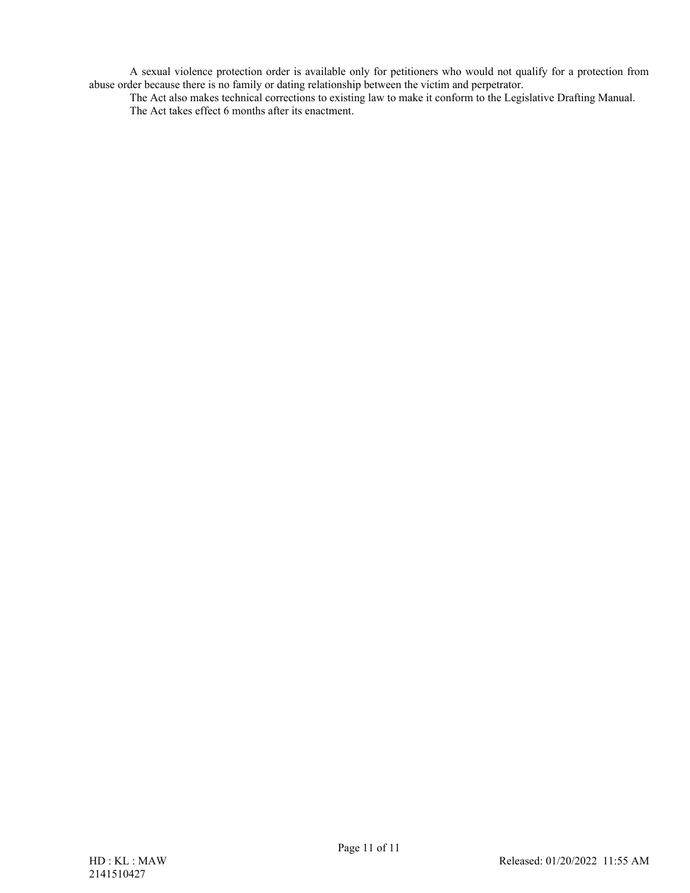A sexual violence protection order is available only for petitioners who would not qualify for a protection from abuse order because there is no family or dating relationship between the victim and perpetrator.

The Act also makes technical corrections to existing law to make it conform to the Legislative Drafting Manual.

The Act takes effect 6 months after its enactment.